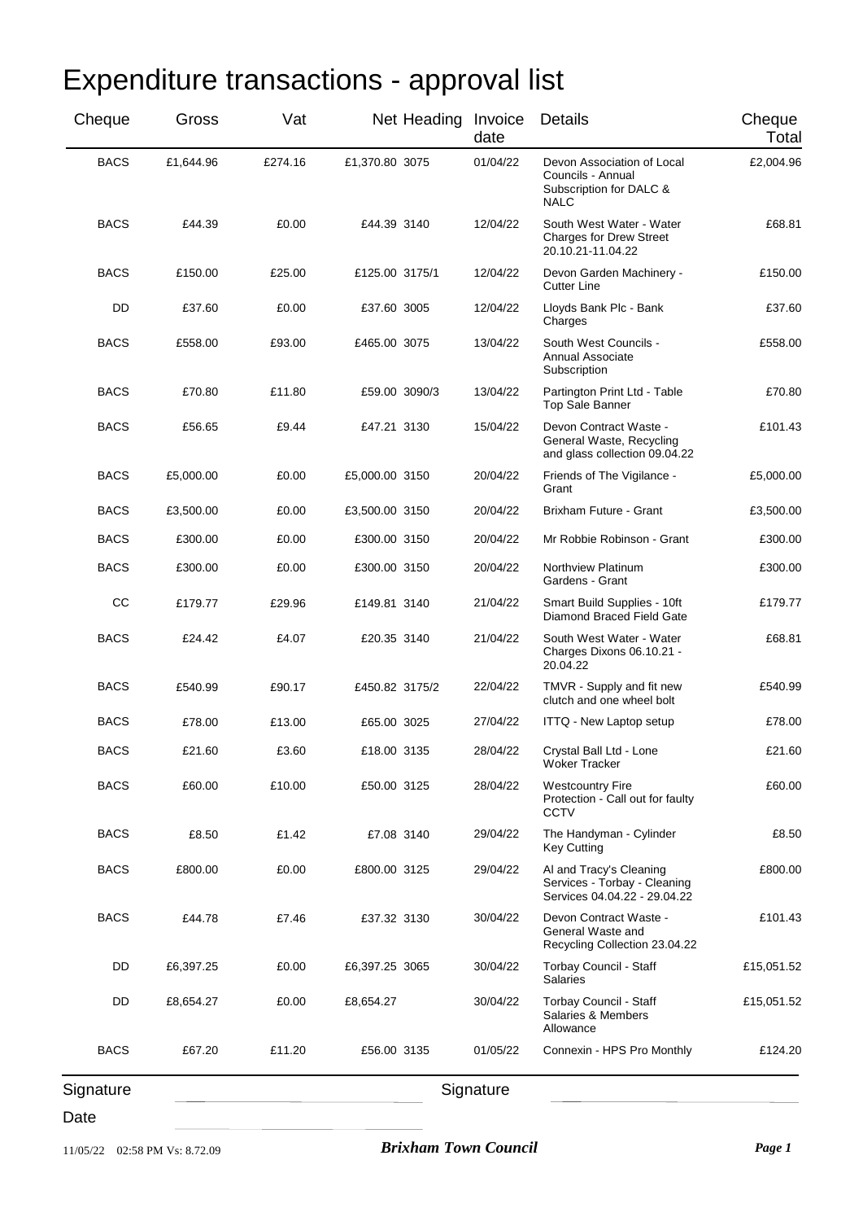# Expenditure transactions - approval list

| Cheque | Gross | Vat | Net | Heading | Invoice date | Details | Cheque Total |
|---|---|---|---|---|---|---|---|
| BACS | £1,644.96 | £274.16 | £1,370.80 | 3075 | 01/04/22 | Devon Association of Local Councils - Annual Subscription for DALC & NALC | £2,004.96 |
| BACS | £44.39 | £0.00 | £44.39 | 3140 | 12/04/22 | South West Water - Water Charges for Drew Street 20.10.21-11.04.22 | £68.81 |
| BACS | £150.00 | £25.00 | £125.00 | 3175/1 | 12/04/22 | Devon Garden Machinery - Cutter Line | £150.00 |
| DD | £37.60 | £0.00 | £37.60 | 3005 | 12/04/22 | Lloyds Bank Plc - Bank Charges | £37.60 |
| BACS | £558.00 | £93.00 | £465.00 | 3075 | 13/04/22 | South West Councils - Annual Associate Subscription | £558.00 |
| BACS | £70.80 | £11.80 | £59.00 | 3090/3 | 13/04/22 | Partington Print Ltd - Table Top Sale Banner | £70.80 |
| BACS | £56.65 | £9.44 | £47.21 | 3130 | 15/04/22 | Devon Contract Waste - General Waste, Recycling and glass collection 09.04.22 | £101.43 |
| BACS | £5,000.00 | £0.00 | £5,000.00 | 3150 | 20/04/22 | Friends of The Vigilance - Grant | £5,000.00 |
| BACS | £3,500.00 | £0.00 | £3,500.00 | 3150 | 20/04/22 | Brixham Future - Grant | £3,500.00 |
| BACS | £300.00 | £0.00 | £300.00 | 3150 | 20/04/22 | Mr Robbie Robinson - Grant | £300.00 |
| BACS | £300.00 | £0.00 | £300.00 | 3150 | 20/04/22 | Northview Platinum Gardens - Grant | £300.00 |
| CC | £179.77 | £29.96 | £149.81 | 3140 | 21/04/22 | Smart Build Supplies - 10ft Diamond Braced Field Gate | £179.77 |
| BACS | £24.42 | £4.07 | £20.35 | 3140 | 21/04/22 | South West Water - Water Charges Dixons 06.10.21 - 20.04.22 | £68.81 |
| BACS | £540.99 | £90.17 | £450.82 | 3175/2 | 22/04/22 | TMVR - Supply and fit new clutch and one wheel bolt | £540.99 |
| BACS | £78.00 | £13.00 | £65.00 | 3025 | 27/04/22 | ITTQ - New Laptop setup | £78.00 |
| BACS | £21.60 | £3.60 | £18.00 | 3135 | 28/04/22 | Crystal Ball Ltd - Lone Woker Tracker | £21.60 |
| BACS | £60.00 | £10.00 | £50.00 | 3125 | 28/04/22 | Westcountry Fire Protection - Call out for faulty CCTV | £60.00 |
| BACS | £8.50 | £1.42 | £7.08 | 3140 | 29/04/22 | The Handyman - Cylinder Key Cutting | £8.50 |
| BACS | £800.00 | £0.00 | £800.00 | 3125 | 29/04/22 | Al and Tracy's Cleaning Services - Torbay - Cleaning Services 04.04.22 - 29.04.22 | £800.00 |
| BACS | £44.78 | £7.46 | £37.32 | 3130 | 30/04/22 | Devon Contract Waste - General Waste and Recycling Collection 23.04.22 | £101.43 |
| DD | £6,397.25 | £0.00 | £6,397.25 | 3065 | 30/04/22 | Torbay Council - Staff Salaries | £15,051.52 |
| DD | £8,654.27 | £0.00 | £8,654.27 | | 30/04/22 | Torbay Council - Staff Salaries & Members Allowance | £15,051.52 |
| BACS | £67.20 | £11.20 | £56.00 | 3135 | 01/05/22 | Connexin - HPS Pro Monthly | £124.20 |

Signature ____________ Signature ____________

Date ____________

11/05/22 02:58 PM Vs: 8.72.09 *Brixham Town Council*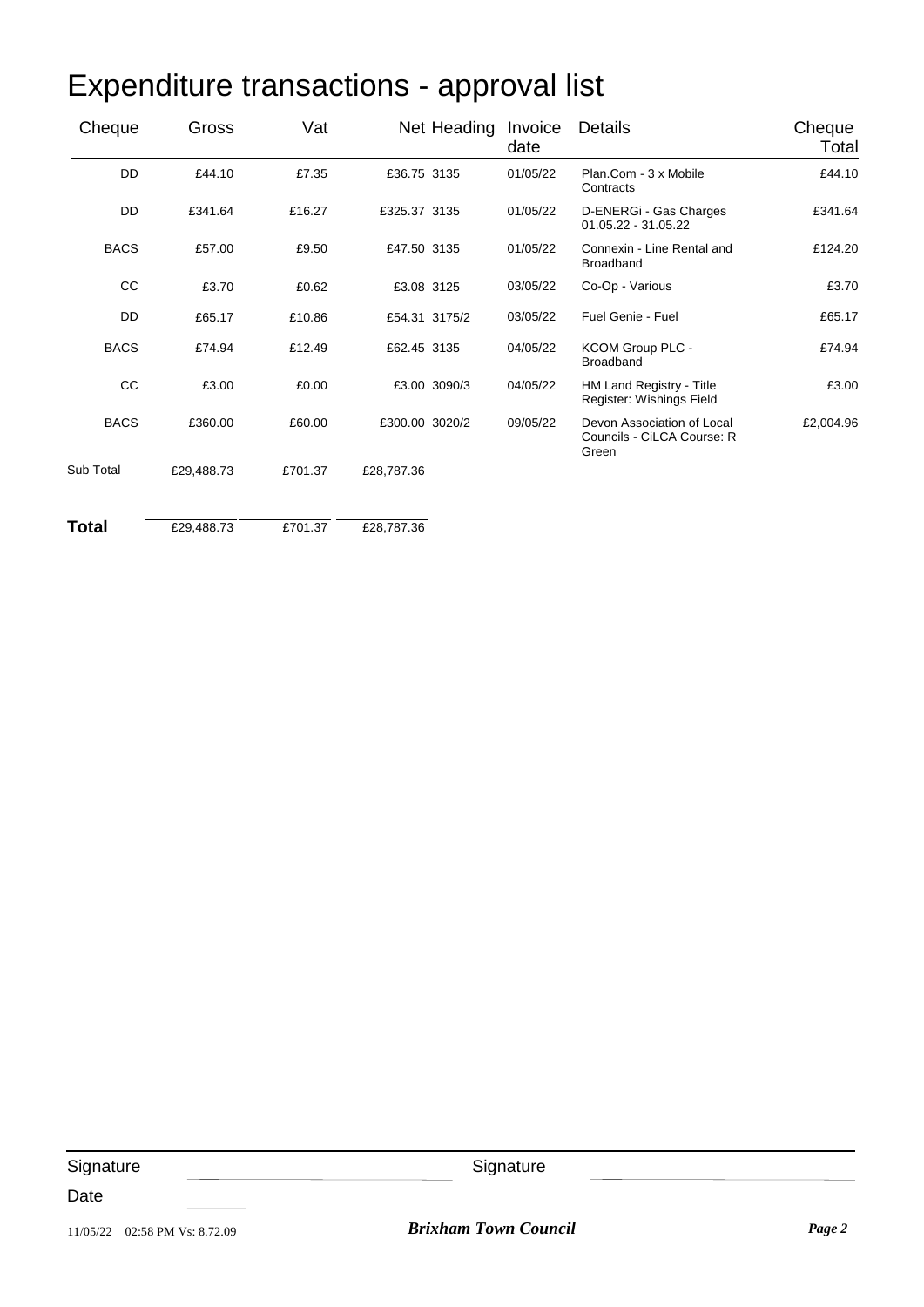# Expenditure transactions - approval list

| Cheque | Gross | Vat | Net | Heading | Invoice date | Details | Cheque Total |
|---|---|---|---|---|---|---|---|
| DD | £44.10 | £7.35 | £36.75 | 3135 | 01/05/22 | Plan.Com - 3 x Mobile Contracts | £44.10 |
| DD | £341.64 | £16.27 | £325.37 | 3135 | 01/05/22 | D-ENERGi - Gas Charges 01.05.22 - 31.05.22 | £341.64 |
| BACS | £57.00 | £9.50 | £47.50 | 3135 | 01/05/22 | Connexin - Line Rental and Broadband | £124.20 |
| CC | £3.70 | £0.62 | £3.08 | 3125 | 03/05/22 | Co-Op - Various | £3.70 |
| DD | £65.17 | £10.86 | £54.31 | 3175/2 | 03/05/22 | Fuel Genie - Fuel | £65.17 |
| BACS | £74.94 | £12.49 | £62.45 | 3135 | 04/05/22 | KCOM Group PLC - Broadband | £74.94 |
| CC | £3.00 | £0.00 | £3.00 | 3090/3 | 04/05/22 | HM Land Registry - Title Register: Wishings Field | £3.00 |
| BACS | £360.00 | £60.00 | £300.00 | 3020/2 | 09/05/22 | Devon Association of Local Councils - CiLCA Course: R Green | £2,004.96 |
| Sub Total | £29,488.73 | £701.37 | £28,787.36 | | | | |
| **Total** | £29,488.73 | £701.37 | £28,787.36 | | | | |

Signature

Signature

Date

11/05/22 02:58 PM Vs: 8.72.09

***Brixham Town Council***